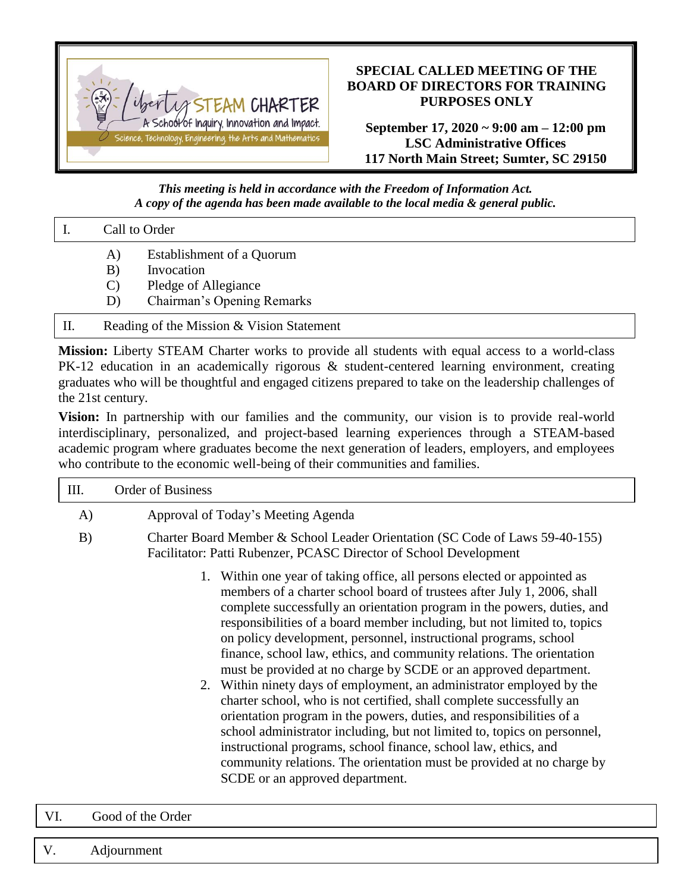Liberty STEAM CHARTER
A School of Inquiry, Innovation and Impact.
Science, Technology, Engineering, the Arts and Mathematics

**SPECIAL CALLED MEETING OF THE BOARD OF DIRECTORS FOR TRAINING PURPOSES ONLY**

**September 17, 2020 ~ 9:00 am – 12:00 pm**
**LSC Administrative Offices**
**117 North Main Street; Sumter, SC 29150**

***This meeting is held in accordance with the Freedom of Information Act.***
***A copy of the agenda has been made available to the local media & general public.***

## I. Call to Order

A) Establishment of a Quorum
B) Invocation
C) Pledge of Allegiance
D) Chairman's Opening Remarks

## II. Reading of the Mission & Vision Statement

**Mission:** Liberty STEAM Charter works to provide all students with equal access to a world-class PK-12 education in an academically rigorous & student-centered learning environment, creating graduates who will be thoughtful and engaged citizens prepared to take on the leadership challenges of the 21st century.

**Vision:** In partnership with our families and the community, our vision is to provide real-world interdisciplinary, personalized, and project-based learning experiences through a STEAM-based academic program where graduates become the next generation of leaders, employers, and employees who contribute to the economic well-being of their communities and families.

## III. Order of Business

A) Approval of Today's Meeting Agenda

B) Charter Board Member & School Leader Orientation (SC Code of Laws 59-40-155)
Facilitator: Patti Rubenzer, PCASC Director of School Development

1. Within one year of taking office, all persons elected or appointed as members of a charter school board of trustees after July 1, 2006, shall complete successfully an orientation program in the powers, duties, and responsibilities of a board member including, but not limited to, topics on policy development, personnel, instructional programs, school finance, school law, ethics, and community relations. The orientation must be provided at no charge by SCDE or an approved department.
2. Within ninety days of employment, an administrator employed by the charter school, who is not certified, shall complete successfully an orientation program in the powers, duties, and responsibilities of a school administrator including, but not limited to, topics on personnel, instructional programs, school finance, school law, ethics, and community relations. The orientation must be provided at no charge by SCDE or an approved department.

## VI. Good of the Order

## V. Adjournment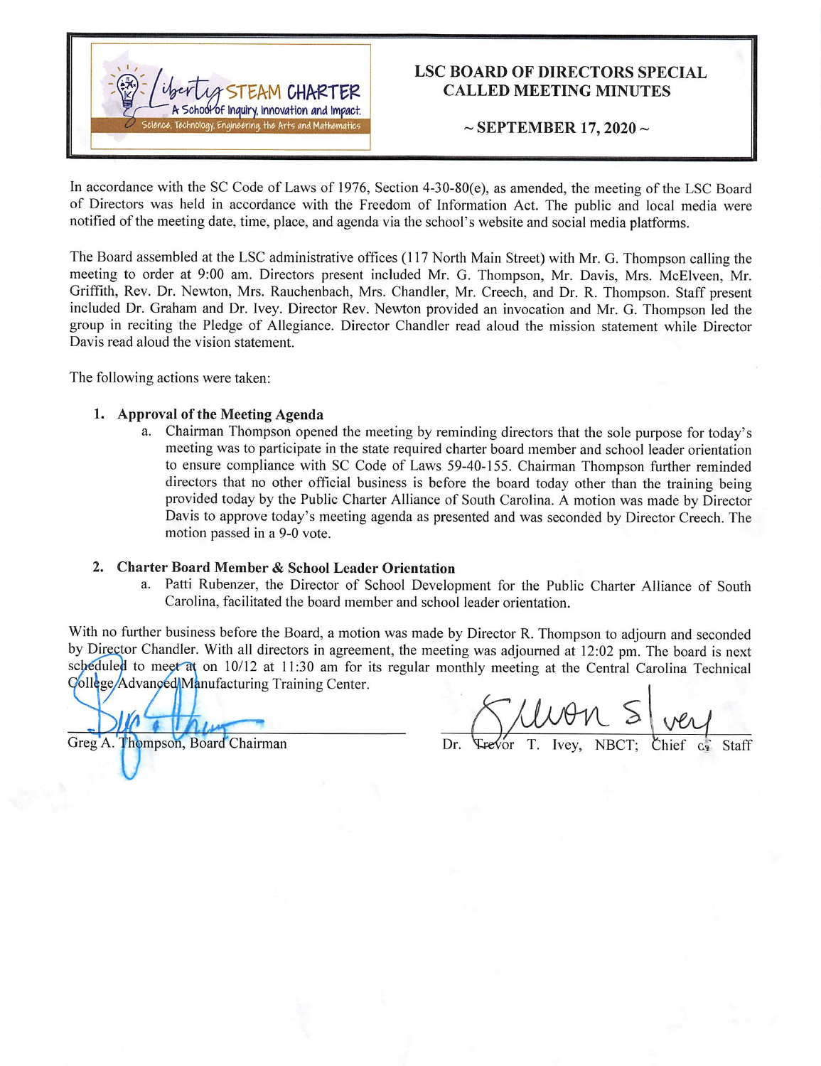Liberty STEAM CHARTER
A School of Inquiry, Innovation and Impact.
Science, Technology, Engineering, the Arts and Mathematics

# LSC BOARD OF DIRECTORS SPECIAL CALLED MEETING MINUTES

## ~ SEPTEMBER 17, 2020 ~

In accordance with the SC Code of Laws of 1976, Section 4-30-80(e), as amended, the meeting of the LSC Board of Directors was held in accordance with the Freedom of Information Act. The public and local media were notified of the meeting date, time, place, and agenda via the school's website and social media platforms.

The Board assembled at the LSC administrative offices (117 North Main Street) with Mr. G. Thompson calling the meeting to order at 9:00 am. Directors present included Mr. G. Thompson, Mr. Davis, Mrs. McElveen, Mr. Griffith, Rev. Dr. Newton, Mrs. Rauchenbach, Mrs. Chandler, Mr. Creech, and Dr. R. Thompson. Staff present included Dr. Graham and Dr. Ivey. Director Rev. Newton provided an invocation and Mr. G. Thompson led the group in reciting the Pledge of Allegiance. Director Chandler read aloud the mission statement while Director Davis read aloud the vision statement.

The following actions were taken:

1. **Approval of the Meeting Agenda**
   a. Chairman Thompson opened the meeting by reminding directors that the sole purpose for today's meeting was to participate in the state required charter board member and school leader orientation to ensure compliance with SC Code of Laws 59-40-155. Chairman Thompson further reminded directors that no other official business is before the board today other than the training being provided today by the Public Charter Alliance of South Carolina. A motion was made by Director Davis to approve today's meeting agenda as presented and was seconded by Director Creech. The motion passed in a 9-0 vote.

2. **Charter Board Member & School Leader Orientation**
   a. Patti Rubenzer, the Director of School Development for the Public Charter Alliance of South Carolina, facilitated the board member and school leader orientation.

With no further business before the Board, a motion was made by Director R. Thompson to adjourn and seconded by Director Chandler. With all directors in agreement, the meeting was adjourned at 12:02 pm. The board is next scheduled to meet at on 10/12 at 11:30 am for its regular monthly meeting at the Central Carolina Technical College Advanced Manufacturing Training Center.

Greg A. Thompson, Board Chairman

Dr. Trevor T. Ivey, NBCT; Chief of Staff